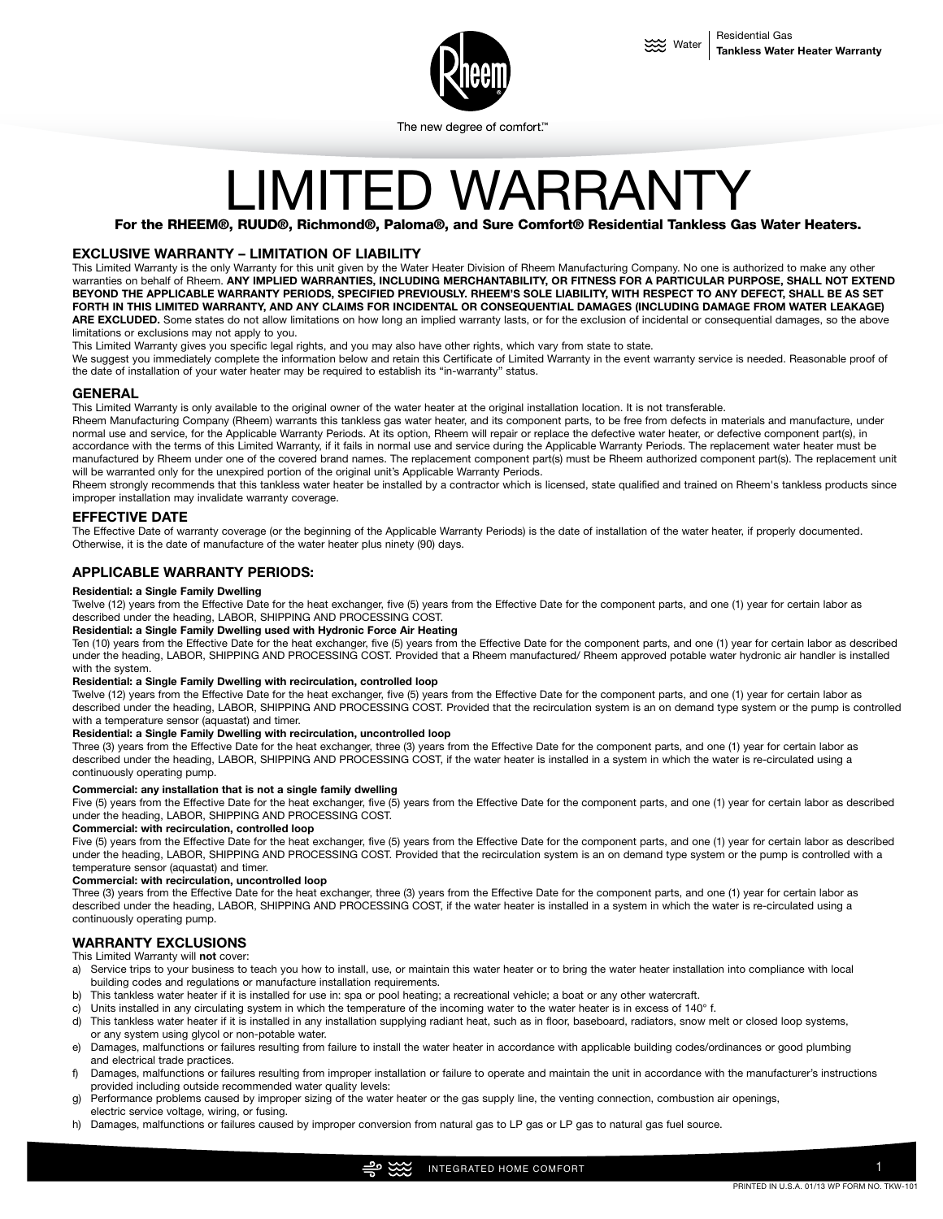# LIMITED WARRANTY

**For the RHEEM®, RUUD®, Richmond®, Paloma®, and Sure Comfort® Residential Tankless Gas Water Heaters.**

## EXCLUSIVE WARRANTY – LIMITATION OF LIABILITY

This Limited Warranty is the only Warranty for this unit given by the Water Heater Division of Rheem Manufacturing Company. No one is authorized to make any other warranties on behalf of Rheem. **ANY IMPLIED WARRANTIES, INCLUDING MERCHANTABILITY, OR FITNESS FOR A PARTICULAR PURPOSE, SHALL NOT EXTEND BEYOND THE APPLICABLE WARRANTY PERIODS, SPECIFIED PREVIOUSLY. RHEEM'S SOLE LIABILITY, WITH RESPECT TO ANY DEFECT, SHALL BE AS SET FORTH IN THIS LIMITED WARRANTY, AND ANY CLAIMS FOR INCIDENTAL OR CONSEQUENTIAL DAMAGES (INCLUDING DAMAGE FROM WATER LEAKAGE) ARE EXCLUDED.** Some states do not allow limitations on how long an implied warranty lasts, or for the exclusion of incidental or consequential damages, so the above limitations or exclusions may not apply to you.

This Limited Warranty gives you specific legal rights, and you may also have other rights, which vary from state to state.

We suggest you immediately complete the information below and retain this Certificate of Limited Warranty in the event warranty service is needed. Reasonable proof of the date of installation of your water heater may be required to establish its "in-warranty" status.

## GENERAL

This Limited Warranty is only available to the original owner of the water heater at the original installation location. It is not transferable.

Rheem Manufacturing Company (Rheem) warrants this tankless gas water heater, and its component parts, to be free from defects in materials and manufacture, under normal use and service, for the Applicable Warranty Periods. At its option, Rheem will repair or replace the defective water heater, or defective component part(s), in accordance with the terms of this Limited Warranty, if it fails in normal use and service during the Applicable Warranty Periods. The replacement water heater must be manufactured by Rheem under one of the covered brand names. The replacement component part(s) must be Rheem authorized component part(s). The replacement unit will be warranted only for the unexpired portion of the original unit's Applicable Warranty Periods.

Rheem strongly recommends that this tankless water heater be installed by a contractor which is licensed, state qualified and trained on Rheem's tankless products since improper installation may invalidate warranty coverage.

## EFFECTIVE DATE

The Effective Date of warranty coverage (or the beginning of the Applicable Warranty Periods) is the date of installation of the water heater, if properly documented. Otherwise, it is the date of manufacture of the water heater plus ninety (90) days.

## APPLICABLE WARRANTY PERIODS:

**Residential: a Single Family Dwelling**

Twelve (12) years from the Effective Date for the heat exchanger, five (5) years from the Effective Date for the component parts, and one (1) year for certain labor as described under the heading, LABOR, SHIPPING AND PROCESSING COST.

**Residential: a Single Family Dwelling used with Hydronic Force Air Heating**

Ten (10) years from the Effective Date for the heat exchanger, five (5) years from the Effective Date for the component parts, and one (1) year for certain labor as described under the heading, LABOR, SHIPPING AND PROCESSING COST. Provided that a Rheem manufactured/ Rheem approved potable water hydronic air handler is installed with the system.

**Residential: a Single Family Dwelling with recirculation, controlled loop**

Twelve (12) years from the Effective Date for the heat exchanger, five (5) years from the Effective Date for the component parts, and one (1) year for certain labor as described under the heading, LABOR, SHIPPING AND PROCESSING COST. Provided that the recirculation system is an on demand type system or the pump is controlled with a temperature sensor (aquastat) and timer.

**Residential: a Single Family Dwelling with recirculation, uncontrolled loop**

Three (3) years from the Effective Date for the heat exchanger, three (3) years from the Effective Date for the component parts, and one (1) year for certain labor as described under the heading, LABOR, SHIPPING AND PROCESSING COST, if the water heater is installed in a system in which the water is re-circulated using a continuously operating pump.

**Commercial: any installation that is not a single family dwelling**

Five (5) years from the Effective Date for the heat exchanger, five (5) years from the Effective Date for the component parts, and one (1) year for certain labor as described under the heading, LABOR, SHIPPING AND PROCESSING COST.

**Commercial: with recirculation, controlled loop**

Five (5) years from the Effective Date for the heat exchanger, five (5) years from the Effective Date for the component parts, and one (1) year for certain labor as described under the heading, LABOR, SHIPPING AND PROCESSING COST. Provided that the recirculation system is an on demand type system or the pump is controlled with a temperature sensor (aquastat) and timer.

**Commercial: with recirculation, uncontrolled loop**

Three (3) years from the Effective Date for the heat exchanger, three (3) years from the Effective Date for the component parts, and one (1) year for certain labor as described under the heading, LABOR, SHIPPING AND PROCESSING COST, if the water heater is installed in a system in which the water is re-circulated using a continuously operating pump.

## WARRANTY EXCLUSIONS

This Limited Warranty will **not** cover:

a) Service trips to your business to teach you how to install, use, or maintain this water heater or to bring the water heater installation into compliance with local building codes and regulations or manufacture installation requirements.
b) This tankless water heater if it is installed for use in: spa or pool heating; a recreational vehicle; a boat or any other watercraft.
c) Units installed in any circulating system in which the temperature of the incoming water to the water heater is in excess of 140° f.
d) This tankless water heater if it is installed in any installation supplying radiant heat, such as in floor, baseboard, radiators, snow melt or closed loop systems, or any system using glycol or non-potable water.
e) Damages, malfunctions or failures resulting from failure to install the water heater in accordance with applicable building codes/ordinances or good plumbing and electrical trade practices.
f) Damages, malfunctions or failures resulting from improper installation or failure to operate and maintain the unit in accordance with the manufacturer's instructions provided including outside recommended water quality levels:
g) Performance problems caused by improper sizing of the water heater or the gas supply line, the venting connection, combustion air openings, electric service voltage, wiring, or fusing.
h) Damages, malfunctions or failures caused by improper conversion from natural gas to LP gas or LP gas to natural gas fuel source.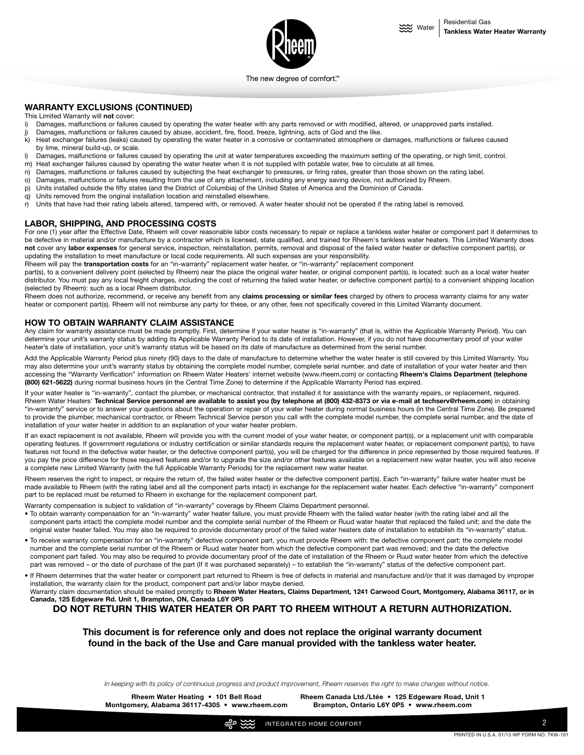## WARRANTY EXCLUSIONS (CONTINUED)

This Limited Warranty will **not** cover:

i) Damages, malfunctions or failures caused by operating the water heater with any parts removed or with modified, altered, or unapproved parts installed.
j) Damages, malfunctions or failures caused by abuse, accident, fire, flood, freeze, lightning, acts of God and the like.
k) Heat exchanger failures (leaks) caused by operating the water heater in a corrosive or contaminated atmosphere or damages, malfunctions or failures caused by lime, mineral build-up, or scale.
l) Damages, malfunctions or failures caused by operating the unit at water temperatures exceeding the maximum setting of the operating, or high limit, control.
m) Heat exchanger failures caused by operating the water heater when it is not supplied with potable water, free to circulate at all times.
n) Damages, malfunctions or failures caused by subjecting the heat exchanger to pressures, or firing rates, greater than those shown on the rating label.
o) Damages, malfunctions or failures resulting from the use of any attachment, including any energy saving device, not authorized by Rheem.
p) Units installed outside the fifty states (and the District of Columbia) of the United States of America and the Dominion of Canada.
q) Units removed from the original installation location and reinstalled elsewhere.
r) Units that have had their rating labels altered, tampered with, or removed. A water heater should not be operated if the rating label is removed.

## LABOR, SHIPPING, AND PROCESSING COSTS

For one (1) year after the Effective Date, Rheem will cover reasonable labor costs necessary to repair or replace a tankless water heater or component part it determines to be defective in material and/or manufacture by a contractor which is licensed, state qualified, and trained for Rheem's tankless water heaters. This Limited Warranty does **not** cover any **labor expenses** for general service, inspection, reinstallation, permits, removal and disposal of the failed water heater or defective component part(s), or updating the installation to meet manufacture or local code requirements. All such expenses are your responsibility.

Rheem will pay the **transportation costs** for an "in-warranty" replacement water heater, or "in-warranty" replacement component part(s), to a convenient delivery point (selected by Rheem) near the place the original water heater, or original component part(s), is located: such as a local water heater distributor. You must pay any local freight charges, including the cost of returning the failed water heater, or defective component part(s) to a convenient shipping location (selected by Rheem): such as a local Rheem distributor.

Rheem does not authorize, recommend, or receive any benefit from any **claims processing or similar fees** charged by others to process warranty claims for any water heater or component part(s). Rheem will not reimburse any party for these, or any other, fees not specifically covered in this Limited Warranty document.

## HOW TO OBTAIN WARRANTY CLAIM ASSISTANCE

Any claim for warranty assistance must be made promptly. First, determine if your water heater is "in-warranty" (that is, within the Applicable Warranty Period). You can determine your unit's warranty status by adding its Applicable Warranty Period to its date of installation. However, if you do not have documentary proof of your water heater's date of installation, your unit's warranty status will be based on its date of manufacture as determined from the serial number.

Add the Applicable Warranty Period plus ninety (90) days to the date of manufacture to determine whether the water heater is still covered by this Limited Warranty. You may also determine your unit's warranty status by obtaining the complete model number, complete serial number, and date of installation of your water heater and then accessing the "Warranty Verification" information on Rheem Water Heaters' internet website (www.rheem.com) or contacting **Rheem's Claims Department (telephone (800) 621-5622)** during normal business hours (in the Central Time Zone) to determine if the Applicable Warranty Period has expired.

If your water heater is "in-warranty", contact the plumber, or mechanical contractor, that installed it for assistance with the warranty repairs, or replacement, required. Rheem Water Heaters' **Technical Service personnel are available to assist you (by telephone at (800) 432-8373 or via e-mail at techserv@rheem.com**) in obtaining "in-warranty" service or to answer your questions about the operation or repair of your water heater during normal business hours (in the Central Time Zone). Be prepared to provide the plumber, mechanical contractor, or Rheem Technical Service person you call with the complete model number, the complete serial number, and the date of installation of your water heater in addition to an explanation of your water heater problem.

If an exact replacement is not available, Rheem will provide you with the current model of your water heater, or component part(s), or a replacement unit with comparable operating features. If government regulations or industry certification or similar standards require the replacement water heater, or replacement component part(s), to have features not found in the defective water heater, or the defective component part(s), you will be charged for the difference in price represented by those required features. If you pay the price difference for those required features and/or to upgrade the size and/or other features available on a replacement new water heater, you will also receive a complete new Limited Warranty (with the full Applicable Warranty Periods) for the replacement new water heater.

Rheem reserves the right to inspect, or require the return of, the failed water heater or the defective component part(s). Each "in-warranty" failure water heater must be made available to Rheem (with the rating label and all the component parts intact) in exchange for the replacement water heater. Each defective "in-warranty" component part to be replaced must be returned to Rheem in exchange for the replacement component part.

Warranty compensation is subject to validation of "in-warranty" coverage by Rheem Claims Department personnel.

- To obtain warranty compensation for an "in-warranty" water heater failure, you must provide Rheem with the failed water heater (with the rating label and all the component parts intact) the complete model number and the complete serial number of the Rheem or Ruud water heater that replaced the failed unit; and the date the original water heater failed. You may also be required to provide documentary proof of the failed water heaters date of installation to establish its "in-warranty" status.
- To receive warranty compensation for an "in-warranty" defective component part, you must provide Rheem with: the defective component part; the complete model number and the complete serial number of the Rheem or Ruud water heater from which the defective component part was removed; and the date the defective component part failed. You may also be required to provide documentary proof of the date of installation of the Rheem or Ruud water heater from which the defective part was removed – or the date of purchase of the part (If it was purchased separately) – to establish the "in-warranty" status of the defective component part.
- If Rheem determines that the water heater or component part returned to Rheem is free of defects in material and manufacture and/or that it was damaged by improper installation, the warranty claim for the product, component part and/or labor maybe denied.
  Warranty claim documentation should be mailed promptly to **Rheem Water Heaters, Claims Department, 1241 Carwood Court, Montgomery, Alabama 36117, or in Canada, 125 Edgeware Rd. Unit 1, Brampton, ON, Canada L6Y 0P5**

**DO NOT RETURN THIS WATER HEATER OR PART TO RHEEM WITHOUT A RETURN AUTHORIZATION.**

**This document is for reference only and does not replace the original warranty document found in the back of the Use and Care manual provided with the tankless water heater.**

*In keeping with its policy of continuous progress and product improvement, Rheem reserves the right to make changes without notice.*

**Rheem Water Heating • 101 Bell Road
Montgomery, Alabama 36117-4305 • www.rheem.com**

**Rheem Canada Ltd./Ltée • 125 Edgeware Road, Unit 1
Brampton, Ontario L6Y 0P5 • www.rheem.com**

PRINTED IN U.S.A. 01/13 WP FORM NO. TKW-101